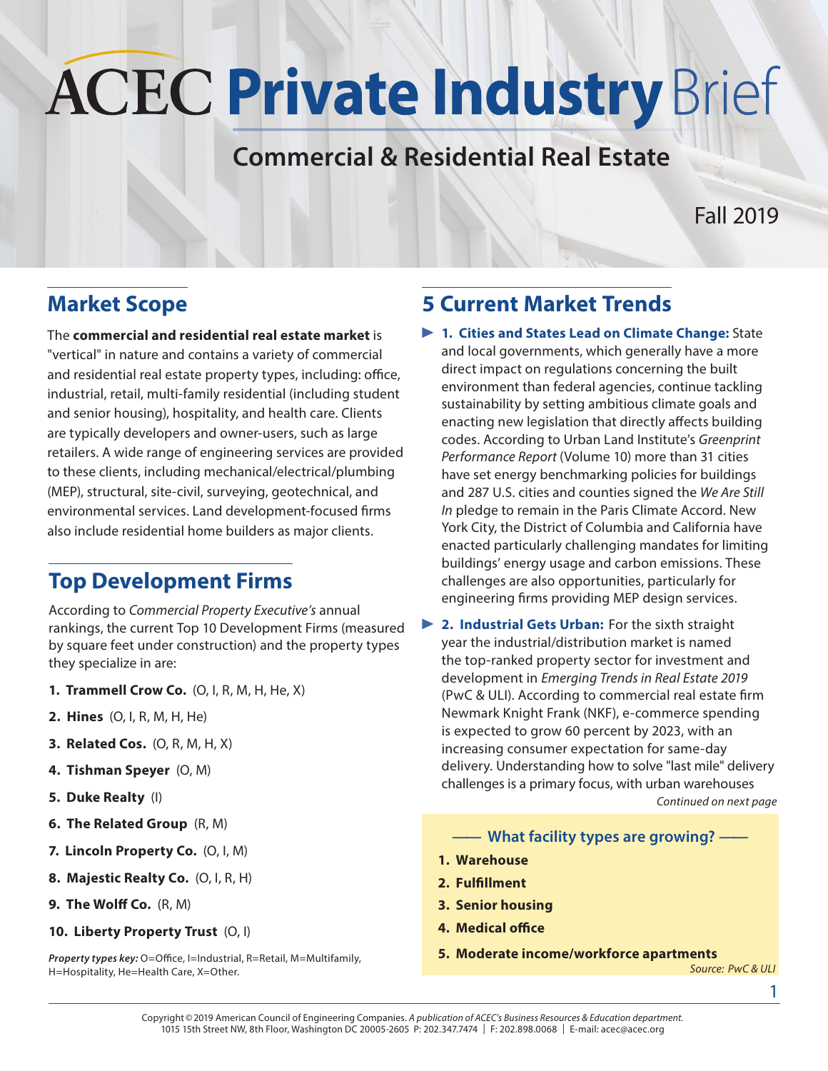# ACEC Private Industry Brief

## Commercial & Residential Real Estate

Fall 2019

## Market Scope

The **commercial and residential real estate market** is "vertical" in nature and contains a variety of commercial and residential real estate property types, including: office, industrial, retail, multi-family residential (including student and senior housing), hospitality, and health care. Clients are typically developers and owner-users, such as large retailers. A wide range of engineering services are provided to these clients, including mechanical/electrical/plumbing (MEP), structural, site-civil, surveying, geotechnical, and environmental services. Land development-focused firms also include residential home builders as major clients.

## Top Development Firms

According to *Commercial Property Executive's* annual rankings, the current Top 10 Development Firms (measured by square feet under construction) and the property types they specialize in are:

1. **Trammell Crow Co.** (O, I, R, M, H, He, X)
2. **Hines** (O, I, R, M, H, He)
3. **Related Cos.** (O, R, M, H, X)
4. **Tishman Speyer** (O, M)
5. **Duke Realty** (I)
6. **The Related Group** (R, M)
7. **Lincoln Property Co.** (O, I, M)
8. **Majestic Realty Co.** (O, I, R, H)
9. **The Wolff Co.** (R, M)
10. **Liberty Property Trust** (O, I)

***Property types key:*** O=Office, I=Industrial, R=Retail, M=Multifamily, H=Hospitality, He=Health Care, X=Other.

## 5 Current Market Trends

- **1. Cities and States Lead on Climate Change:** State and local governments, which generally have a more direct impact on regulations concerning the built environment than federal agencies, continue tackling sustainability by setting ambitious climate goals and enacting new legislation that directly affects building codes. According to Urban Land Institute's *Greenprint Performance Report* (Volume 10) more than 31 cities have set energy benchmarking policies for buildings and 287 U.S. cities and counties signed the *We Are Still In* pledge to remain in the Paris Climate Accord. New York City, the District of Columbia and California have enacted particularly challenging mandates for limiting buildings' energy usage and carbon emissions. These challenges are also opportunities, particularly for engineering firms providing MEP design services.

- **2. Industrial Gets Urban:** For the sixth straight year the industrial/distribution market is named the top-ranked property sector for investment and development in *Emerging Trends in Real Estate 2019* (PwC & ULI). According to commercial real estate firm Newmark Knight Frank (NKF), e-commerce spending is expected to grow 60 percent by 2023, with an increasing consumer expectation for same-day delivery. Understanding how to solve "last mile" delivery challenges is a primary focus, with urban warehouses

*Continued on next page*

### What facility types are growing?

1. **Warehouse**
2. **Fulfillment**
3. **Senior housing**
4. **Medical office**
5. **Moderate income/workforce apartments**

*Source: PwC & ULI*

Copyright © 2019 American Council of Engineering Companies. *A publication of ACEC's Business Resources & Education department.*
1015 15th Street NW, 8th Floor, Washington DC 20005-2605 P: 202.347.7474 | F: 202.898.0068 | E-mail: acec@acec.org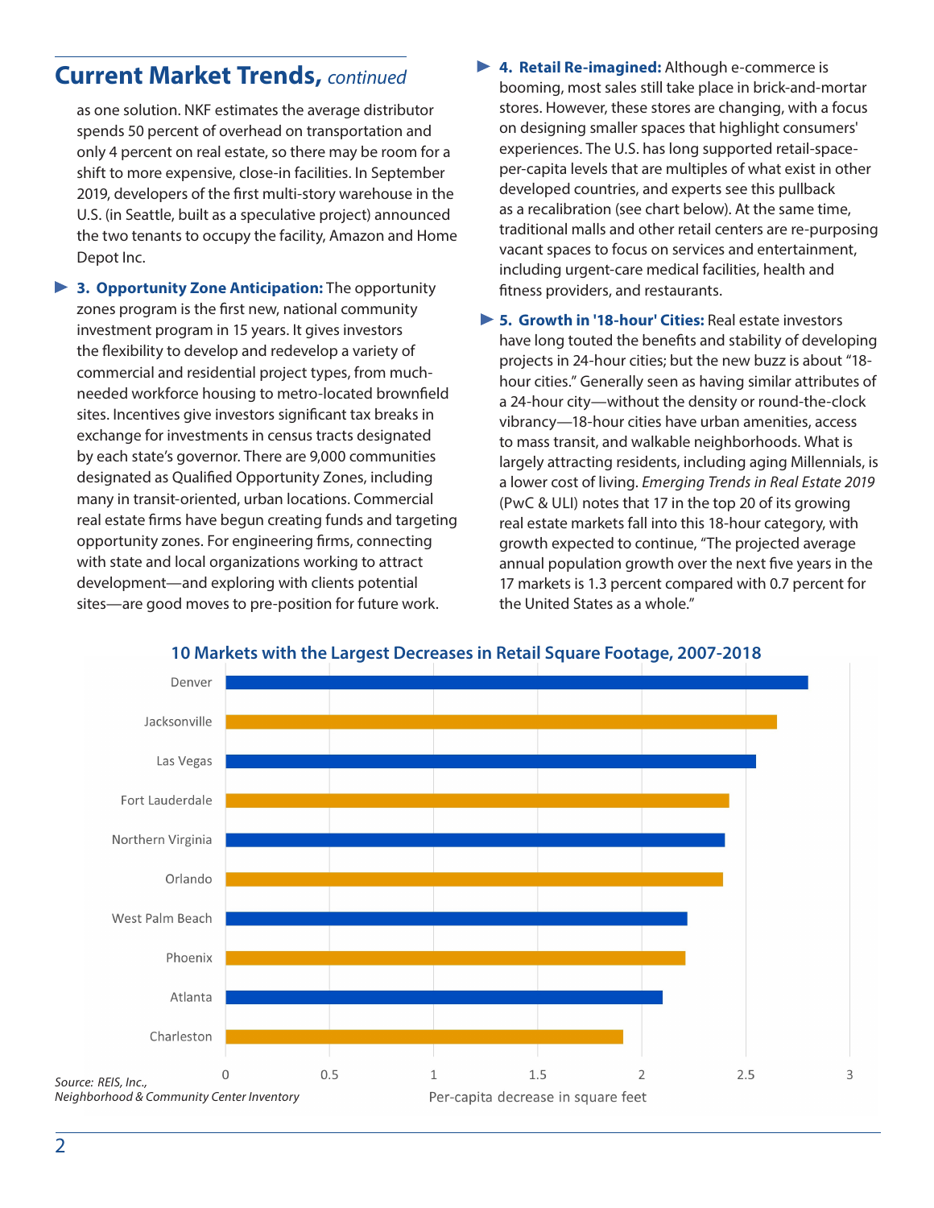## Current Market Trends, *continued*

as one solution. NKF estimates the average distributor spends 50 percent of overhead on transportation and only 4 percent on real estate, so there may be room for a shift to more expensive, close-in facilities. In September 2019, developers of the first multi-story warehouse in the U.S. (in Seattle, built as a speculative project) announced the two tenants to occupy the facility, Amazon and Home Depot Inc.

- **3. Opportunity Zone Anticipation:** The opportunity zones program is the first new, national community investment program in 15 years. It gives investors the flexibility to develop and redevelop a variety of commercial and residential project types, from much-needed workforce housing to metro-located brownfield sites. Incentives give investors significant tax breaks in exchange for investments in census tracts designated by each state's governor. There are 9,000 communities designated as Qualified Opportunity Zones, including many in transit-oriented, urban locations. Commercial real estate firms have begun creating funds and targeting opportunity zones. For engineering firms, connecting with state and local organizations working to attract development—and exploring with clients potential sites—are good moves to pre-position for future work.

- **4. Retail Re-imagined:** Although e-commerce is booming, most sales still take place in brick-and-mortar stores. However, these stores are changing, with a focus on designing smaller spaces that highlight consumers' experiences. The U.S. has long supported retail-space-per-capita levels that are multiples of what exist in other developed countries, and experts see this pullback as a recalibration (see chart below). At the same time, traditional malls and other retail centers are re-purposing vacant spaces to focus on services and entertainment, including urgent-care medical facilities, health and fitness providers, and restaurants.

- **5. Growth in '18-hour' Cities:** Real estate investors have long touted the benefits and stability of developing projects in 24-hour cities; but the new buzz is about "18-hour cities." Generally seen as having similar attributes of a 24-hour city—without the density or round-the-clock vibrancy—18-hour cities have urban amenities, access to mass transit, and walkable neighborhoods. What is largely attracting residents, including aging Millennials, is a lower cost of living. *Emerging Trends in Real Estate 2019* (PwC & ULI) notes that 17 in the top 20 of its growing real estate markets fall into this 18-hour category, with growth expected to continue, "The projected average annual population growth over the next five years in the 17 markets is 1.3 percent compared with 0.7 percent for the United States as a whole."

**10 Markets with the Largest Decreases in Retail Square Footage, 2007-2018**

| Market | Per-capita decrease in square feet (approx.) |
|---|---|
| Denver | 2.8 |
| Jacksonville | 2.65 |
| Las Vegas | 2.55 |
| Fort Lauderdale | 2.42 |
| Northern Virginia | 2.4 |
| Orlando | 2.39 |
| West Palm Beach | 2.22 |
| Phoenix | 2.21 |
| Atlanta | 2.1 |
| Charleston | 1.91 |

*Source: REIS, Inc., Neighborhood & Community Center Inventory*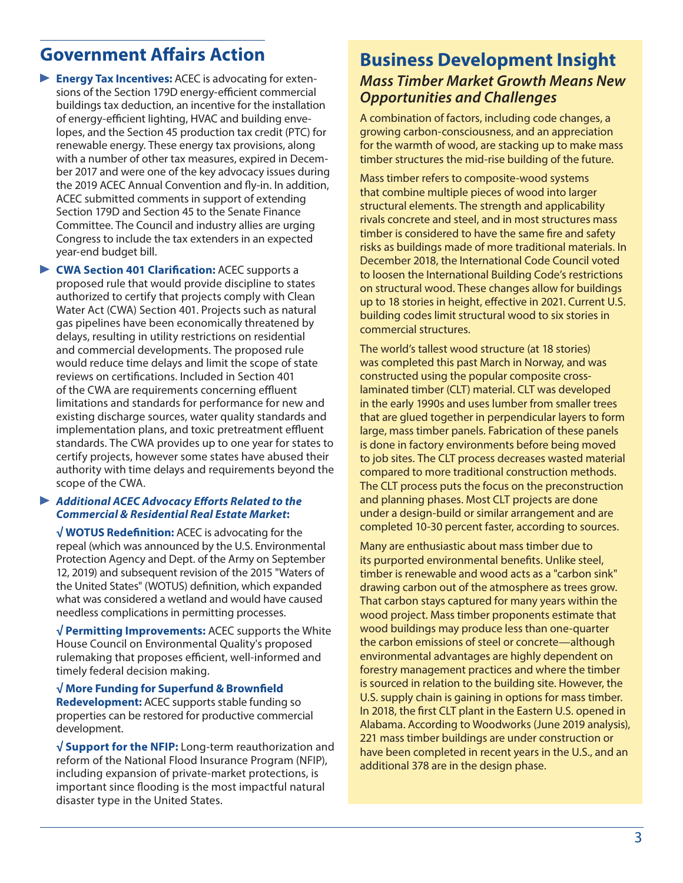## Government Affairs Action

- **Energy Tax Incentives:** ACEC is advocating for extensions of the Section 179D energy-efficient commercial buildings tax deduction, an incentive for the installation of energy-efficient lighting, HVAC and building envelopes, and the Section 45 production tax credit (PTC) for renewable energy. These energy tax provisions, along with a number of other tax measures, expired in December 2017 and were one of the key advocacy issues during the 2019 ACEC Annual Convention and fly-in. In addition, ACEC submitted comments in support of extending Section 179D and Section 45 to the Senate Finance Committee. The Council and industry allies are urging Congress to include the tax extenders in an expected year-end budget bill.
- **CWA Section 401 Clarification:** ACEC supports a proposed rule that would provide discipline to states authorized to certify that projects comply with Clean Water Act (CWA) Section 401. Projects such as natural gas pipelines have been economically threatened by delays, resulting in utility restrictions on residential and commercial developments. The proposed rule would reduce time delays and limit the scope of state reviews on certifications. Included in Section 401 of the CWA are requirements concerning effluent limitations and standards for performance for new and existing discharge sources, water quality standards and implementation plans, and toxic pretreatment effluent standards. The CWA provides up to one year for states to certify projects, however some states have abused their authority with time delays and requirements beyond the scope of the CWA.
- ***Additional ACEC Advocacy Efforts Related to the Commercial & Residential Real Estate Market*:**

  √ **WOTUS Redefinition:** ACEC is advocating for the repeal (which was announced by the U.S. Environmental Protection Agency and Dept. of the Army on September 12, 2019) and subsequent revision of the 2015 "Waters of the United States" (WOTUS) definition, which expanded what was considered a wetland and would have caused needless complications in permitting processes.

  √ **Permitting Improvements:** ACEC supports the White House Council on Environmental Quality's proposed rulemaking that proposes efficient, well-informed and timely federal decision making.

  √ **More Funding for Superfund & Brownfield Redevelopment:** ACEC supports stable funding so properties can be restored for productive commercial development.

  √ **Support for the NFIP:** Long-term reauthorization and reform of the National Flood Insurance Program (NFIP), including expansion of private-market protections, is important since flooding is the most impactful natural disaster type in the United States.

## Business Development Insight

### *Mass Timber Market Growth Means New Opportunities and Challenges*

A combination of factors, including code changes, a growing carbon-consciousness, and an appreciation for the warmth of wood, are stacking up to make mass timber structures the mid-rise building of the future.

Mass timber refers to composite-wood systems that combine multiple pieces of wood into larger structural elements. The strength and applicability rivals concrete and steel, and in most structures mass timber is considered to have the same fire and safety risks as buildings made of more traditional materials. In December 2018, the International Code Council voted to loosen the International Building Code's restrictions on structural wood. These changes allow for buildings up to 18 stories in height, effective in 2021. Current U.S. building codes limit structural wood to six stories in commercial structures.

The world's tallest wood structure (at 18 stories) was completed this past March in Norway, and was constructed using the popular composite cross-laminated timber (CLT) material. CLT was developed in the early 1990s and uses lumber from smaller trees that are glued together in perpendicular layers to form large, mass timber panels. Fabrication of these panels is done in factory environments before being moved to job sites. The CLT process decreases wasted material compared to more traditional construction methods. The CLT process puts the focus on the preconstruction and planning phases. Most CLT projects are done under a design-build or similar arrangement and are completed 10-30 percent faster, according to sources.

Many are enthusiastic about mass timber due to its purported environmental benefits. Unlike steel, timber is renewable and wood acts as a "carbon sink" drawing carbon out of the atmosphere as trees grow. That carbon stays captured for many years within the wood project. Mass timber proponents estimate that wood buildings may produce less than one-quarter the carbon emissions of steel or concrete—although environmental advantages are highly dependent on forestry management practices and where the timber is sourced in relation to the building site. However, the U.S. supply chain is gaining in options for mass timber. In 2018, the first CLT plant in the Eastern U.S. opened in Alabama. According to Woodworks (June 2019 analysis), 221 mass timber buildings are under construction or have been completed in recent years in the U.S., and an additional 378 are in the design phase.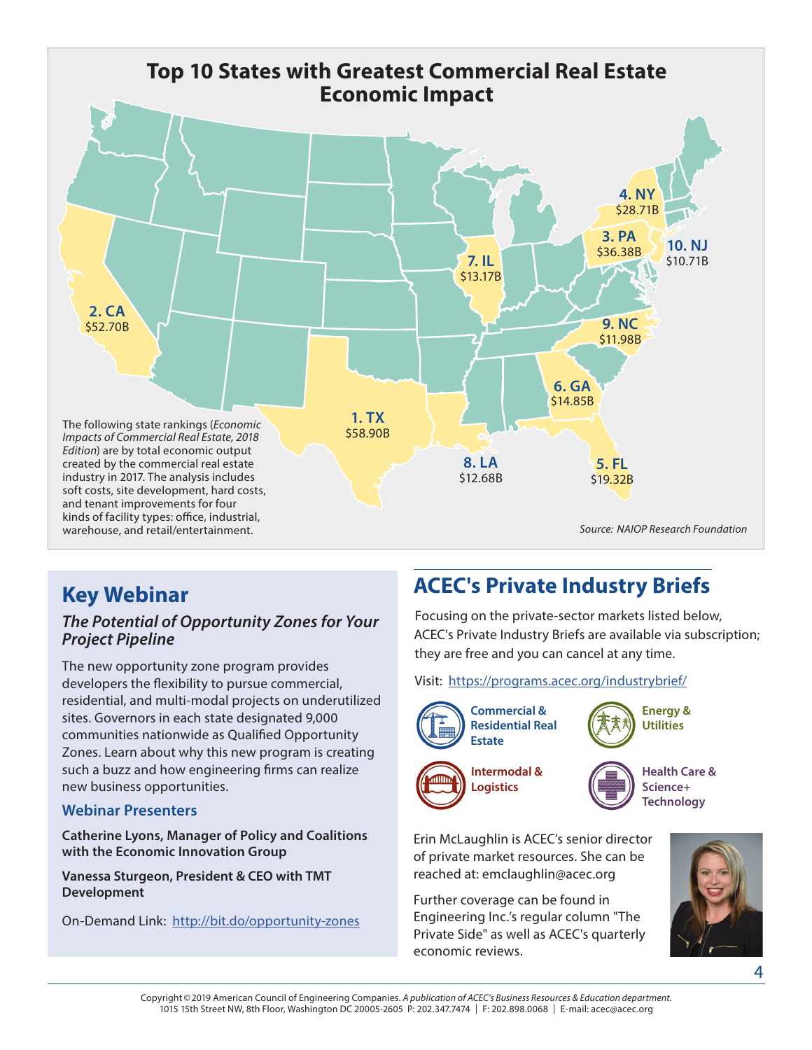## Top 10 States with Greatest Commercial Real Estate Economic Impact

1. TX
$58.90B

2. CA
$52.70B

3. PA
$36.38B

4. NY
$28.71B

5. FL
$19.32B

6. GA
$14.85B

7. IL
$13.17B

8. LA
$12.68B

9. NC
$11.98B

10. NJ
$10.71B

The following state rankings (*Economic Impacts of Commercial Real Estate, 2018 Edition*) are by total economic output created by the commercial real estate industry in 2017. The analysis includes soft costs, site development, hard costs, and tenant improvements for four kinds of facility types: office, industrial, warehouse, and retail/entertainment.

*Source: NAIOP Research Foundation*

## Key Webinar

### *The Potential of Opportunity Zones for Your Project Pipeline*

The new opportunity zone program provides developers the flexibility to pursue commercial, residential, and multi-modal projects on underutilized sites. Governors in each state designated 9,000 communities nationwide as Qualified Opportunity Zones. Learn about why this new program is creating such a buzz and how engineering firms can realize new business opportunities.

### Webinar Presenters

**Catherine Lyons, Manager of Policy and Coalitions with the Economic Innovation Group**

**Vanessa Sturgeon, President & CEO with TMT Development**

On-Demand Link: http://bit.do/opportunity-zones

## ACEC's Private Industry Briefs

Focusing on the private-sector markets listed below, ACEC's Private Industry Briefs are available via subscription; they are free and you can cancel at any time.

Visit: https://programs.acec.org/industrybrief/

- Commercial & Residential Real Estate
- Energy & Utilities
- Intermodal & Logistics
- Health Care & Science+ Technology

Erin McLaughlin is ACEC's senior director of private market resources. She can be reached at: emclaughlin@acec.org

Further coverage can be found in Engineering Inc.'s regular column "The Private Side" as well as ACEC's quarterly economic reviews.

Copyright © 2019 American Council of Engineering Companies. *A publication of ACEC's Business Resources & Education department.*
1015 15th Street NW, 8th Floor, Washington DC 20005-2605 P: 202.347.7474 | F: 202.898.0068 | E-mail: acec@acec.org